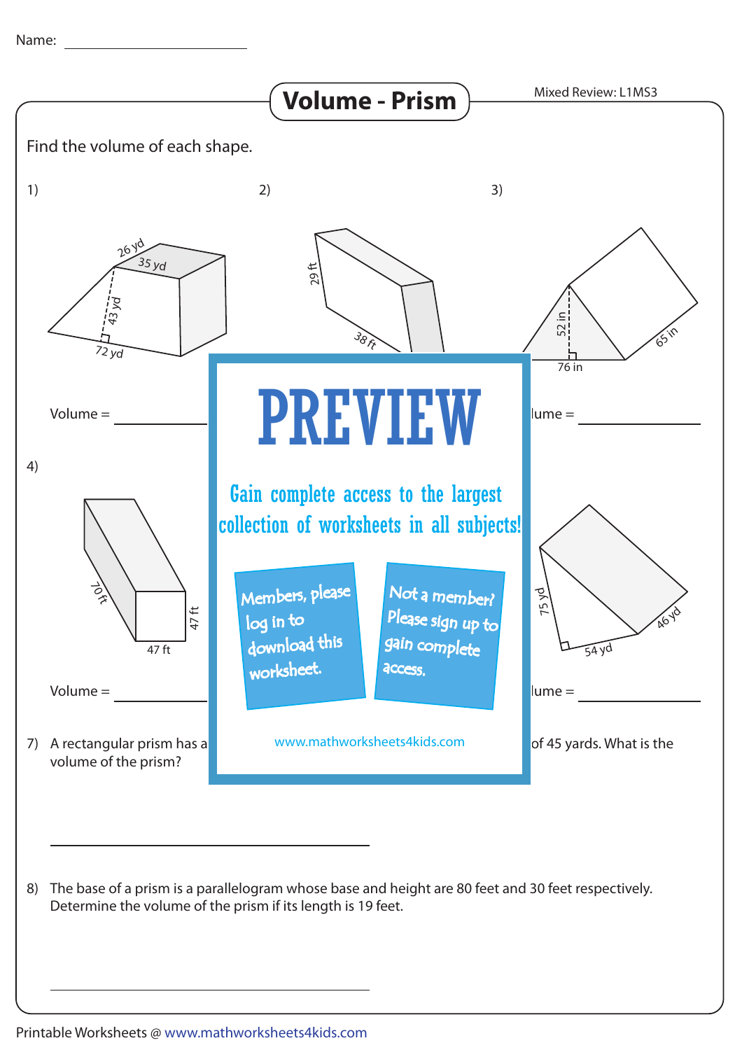Name: ________________

# Volume - Prism

Mixed Review: L1MS3

Find the volume of each shape.

1) 26 yd, 35 yd, 43 yd, 72 yd

Volume = ____________

2) 29 ft, 38 ft

3) 52 in, 76 in, 65 in

lume = ____________

4) 70 ft, 47 ft, 47 ft

Volume = ____________

75 yd, 54 yd, 46 yd

lume = ____________

PREVIEW

Gain complete access to the largest collection of worksheets in all subjects!

Members, please log in to download this worksheet.

Not a member? Please sign up to gain complete access.

www.mathworksheets4kids.com

7) A rectangular prism has a ... of 45 yards. What is the volume of the prism?

______________________________

8) The base of a prism is a parallelogram whose base and height are 80 feet and 30 feet respectively. Determine the volume of the prism if its length is 19 feet.

______________________________

Printable Worksheets @ www.mathworksheets4kids.com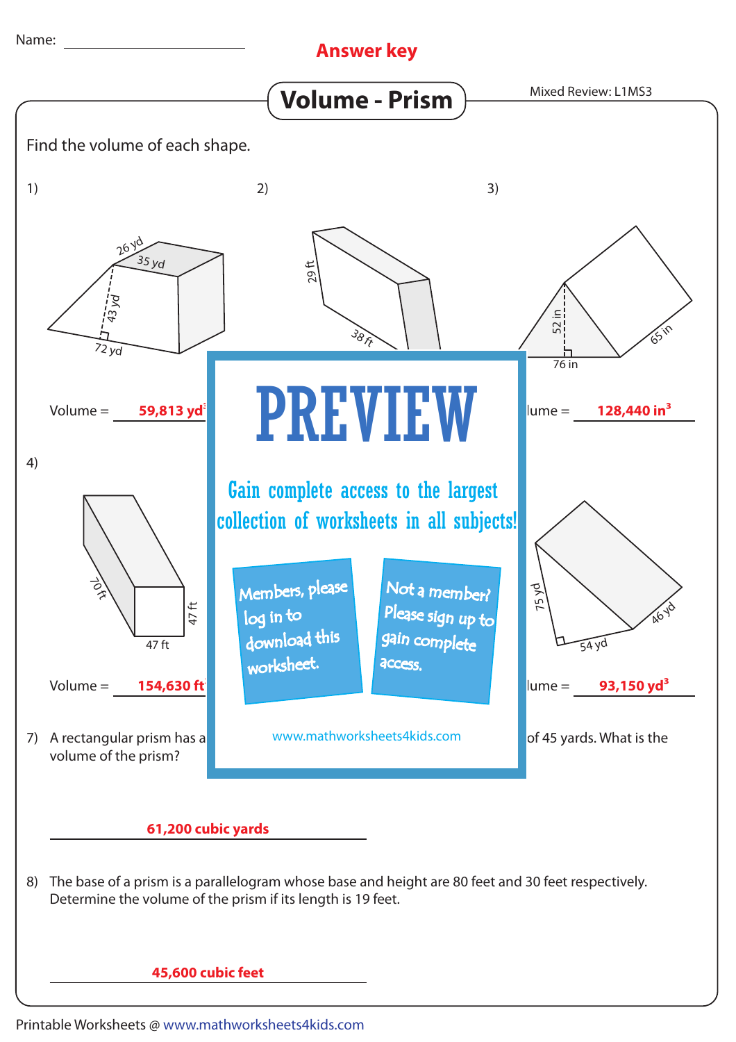Name: ____________________

**Answer key**

# Volume - Prism

Mixed Review: L1MS3

Find the volume of each shape.

1)

26 yd
35 yd
43 yd
72 yd

Volume = **59,813 yd³**

2)

29 ft
38 ft

3)

52 in
76 in
65 in

Volume = **128,440 in³**

4)

70 ft
47 ft
47 ft

Volume = **154,630 ft³**

6)

75 yd
54 yd
46 yd

Volume = **93,150 yd³**

# PREVIEW

Gain complete access to the largest collection of worksheets in all subjects!

Members, please log in to download this worksheet.

Not a member? Please sign up to gain complete access.

www.mathworksheets4kids.com

7) A rectangular prism has a ... of 45 yards. What is the volume of the prism?

**61,200 cubic yards**

8) The base of a prism is a parallelogram whose base and height are 80 feet and 30 feet respectively. Determine the volume of the prism if its length is 19 feet.

**45,600 cubic feet**